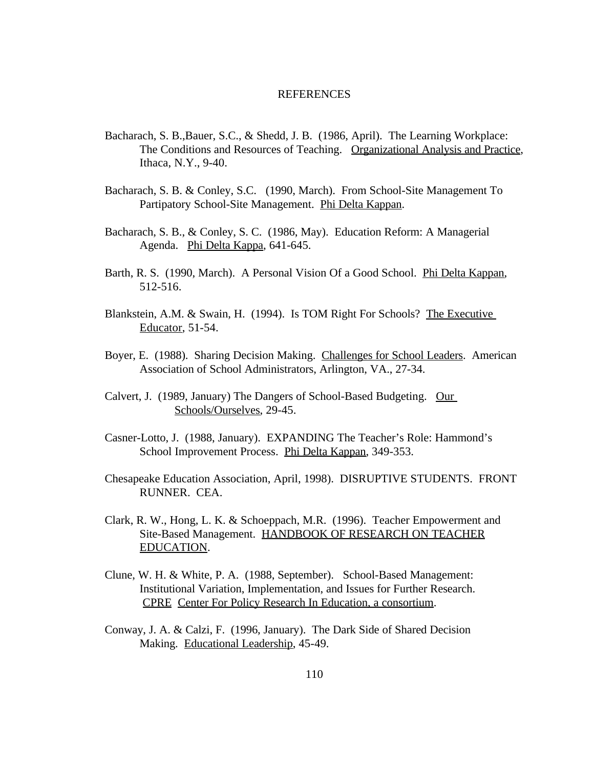# REFERENCES

Bacharach, S. B.,Bauer, S.C., & Shedd, J. B. (1986, April). The Learning Workplace: The Conditions and Resources of Teaching. Organizational Analysis and Practice, Ithaca, N.Y., 9-40.

Bacharach, S. B. & Conley, S.C. (1990, March). From School-Site Management To Partipatory School-Site Management. Phi Delta Kappan.

Bacharach, S. B., & Conley, S. C. (1986, May). Education Reform: A Managerial Agenda. Phi Delta Kappa, 641-645.

Barth, R. S. (1990, March). A Personal Vision Of a Good School. Phi Delta Kappan, 512-516.

Blankstein, A.M. & Swain, H. (1994). Is TOM Right For Schools? The Executive Educator, 51-54.

Boyer, E. (1988). Sharing Decision Making. Challenges for School Leaders. American Association of School Administrators, Arlington, VA., 27-34.

Calvert, J. (1989, January) The Dangers of School-Based Budgeting. Our Schools/Ourselves, 29-45.

Casner-Lotto, J. (1988, January). EXPANDING The Teacher's Role: Hammond's School Improvement Process. Phi Delta Kappan, 349-353.

Chesapeake Education Association, April, 1998). DISRUPTIVE STUDENTS. FRONT RUNNER. CEA.

Clark, R. W., Hong, L. K. & Schoeppach, M.R. (1996). Teacher Empowerment and Site-Based Management. HANDBOOK OF RESEARCH ON TEACHER EDUCATION.

Clune, W. H. & White, P. A. (1988, September). School-Based Management: Institutional Variation, Implementation, and Issues for Further Research. CPRE Center For Policy Research In Education, a consortium.

Conway, J. A. & Calzi, F. (1996, January). The Dark Side of Shared Decision Making. Educational Leadership, 45-49.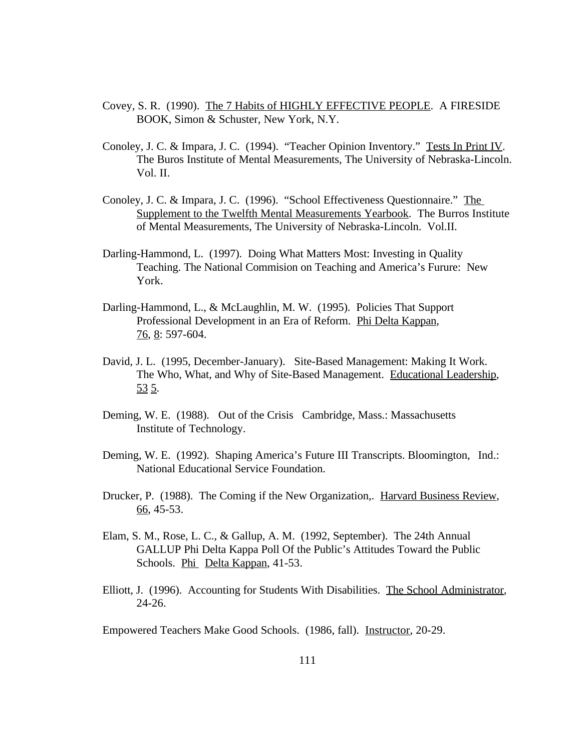Covey, S. R. (1990). The 7 Habits of HIGHLY EFFECTIVE PEOPLE. A FIRESIDE BOOK, Simon & Schuster, New York, N.Y.

Conoley, J. C. & Impara, J. C. (1994). "Teacher Opinion Inventory." Tests In Print IV. The Buros Institute of Mental Measurements, The University of Nebraska-Lincoln. Vol. II.

Conoley, J. C. & Impara, J. C. (1996). "School Effectiveness Questionnaire." The Supplement to the Twelfth Mental Measurements Yearbook. The Burros Institute of Mental Measurements, The University of Nebraska-Lincoln. Vol.II.

Darling-Hammond, L. (1997). Doing What Matters Most: Investing in Quality Teaching. The National Commision on Teaching and America's Furure: New York.

Darling-Hammond, L., & McLaughlin, M. W. (1995). Policies That Support Professional Development in an Era of Reform. Phi Delta Kappan, 76, 8: 597-604.

David, J. L. (1995, December-January). Site-Based Management: Making It Work. The Who, What, and Why of Site-Based Management. Educational Leadership, 53 5.

Deming, W. E. (1988). Out of the Crisis Cambridge, Mass.: Massachusetts Institute of Technology.

Deming, W. E. (1992). Shaping America's Future III Transcripts. Bloomington, Ind.: National Educational Service Foundation.

Drucker, P. (1988). The Coming if the New Organization,. Harvard Business Review, 66, 45-53.

Elam, S. M., Rose, L. C., & Gallup, A. M. (1992, September). The 24th Annual GALLUP Phi Delta Kappa Poll Of the Public's Attitudes Toward the Public Schools. Phi Delta Kappan, 41-53.

Elliott, J. (1996). Accounting for Students With Disabilities. The School Administrator, 24-26.

Empowered Teachers Make Good Schools. (1986, fall). Instructor, 20-29.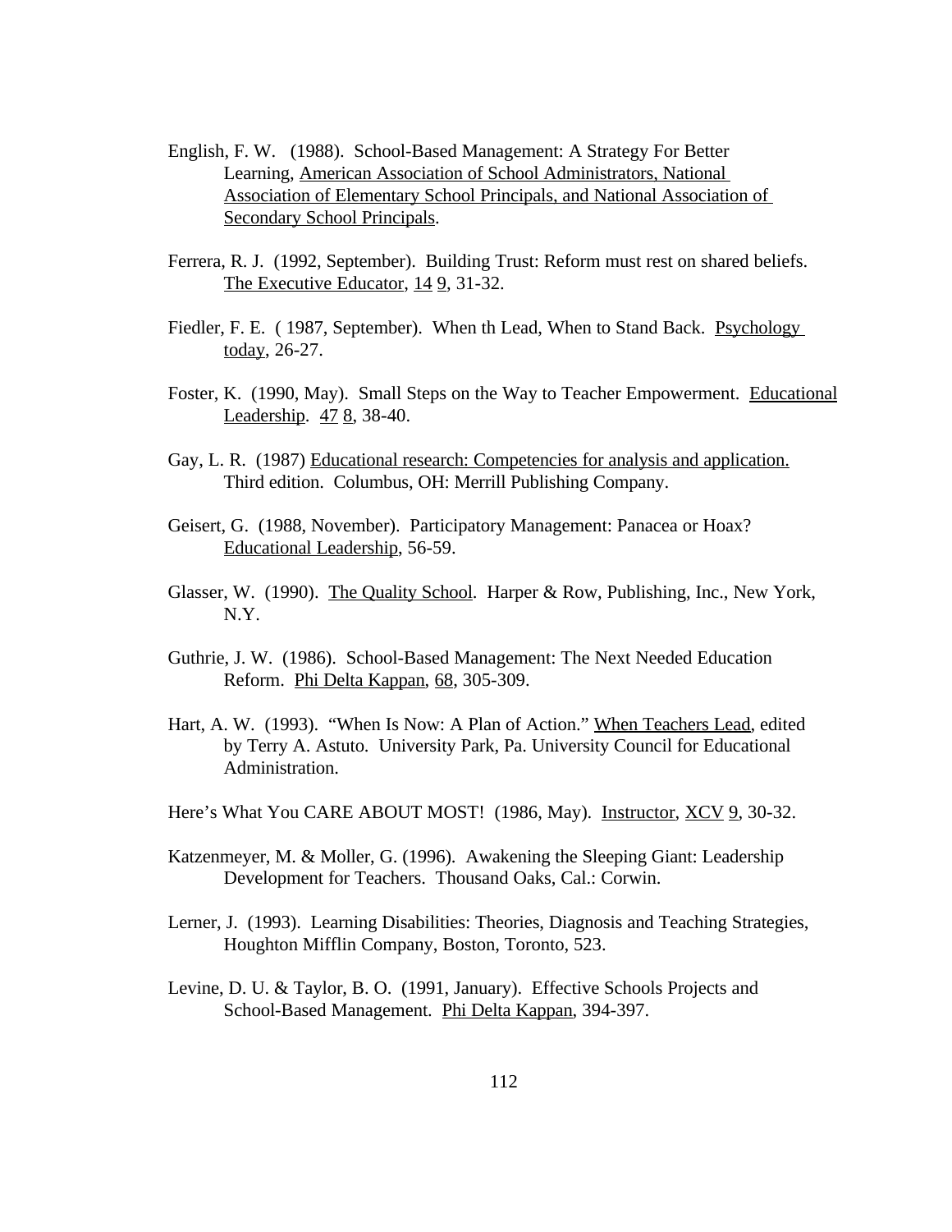English, F. W. (1988). School-Based Management: A Strategy For Better Learning, American Association of School Administrators, National Association of Elementary School Principals, and National Association of Secondary School Principals.

Ferrera, R. J. (1992, September). Building Trust: Reform must rest on shared beliefs. The Executive Educator, 14 9, 31-32.

Fiedler, F. E. ( 1987, September). When th Lead, When to Stand Back. Psychology today, 26-27.

Foster, K. (1990, May). Small Steps on the Way to Teacher Empowerment. Educational Leadership. 47 8, 38-40.

Gay, L. R. (1987) Educational research: Competencies for analysis and application. Third edition. Columbus, OH: Merrill Publishing Company.

Geisert, G. (1988, November). Participatory Management: Panacea or Hoax? Educational Leadership, 56-59.

Glasser, W. (1990). The Quality School. Harper & Row, Publishing, Inc., New York, N.Y.

Guthrie, J. W. (1986). School-Based Management: The Next Needed Education Reform. Phi Delta Kappan, 68, 305-309.

Hart, A. W. (1993). "When Is Now: A Plan of Action." When Teachers Lead, edited by Terry A. Astuto. University Park, Pa. University Council for Educational Administration.

Here's What You CARE ABOUT MOST! (1986, May). Instructor, XCV 9, 30-32.

Katzenmeyer, M. & Moller, G. (1996). Awakening the Sleeping Giant: Leadership Development for Teachers. Thousand Oaks, Cal.: Corwin.

Lerner, J. (1993). Learning Disabilities: Theories, Diagnosis and Teaching Strategies, Houghton Mifflin Company, Boston, Toronto, 523.

Levine, D. U. & Taylor, B. O. (1991, January). Effective Schools Projects and School-Based Management. Phi Delta Kappan, 394-397.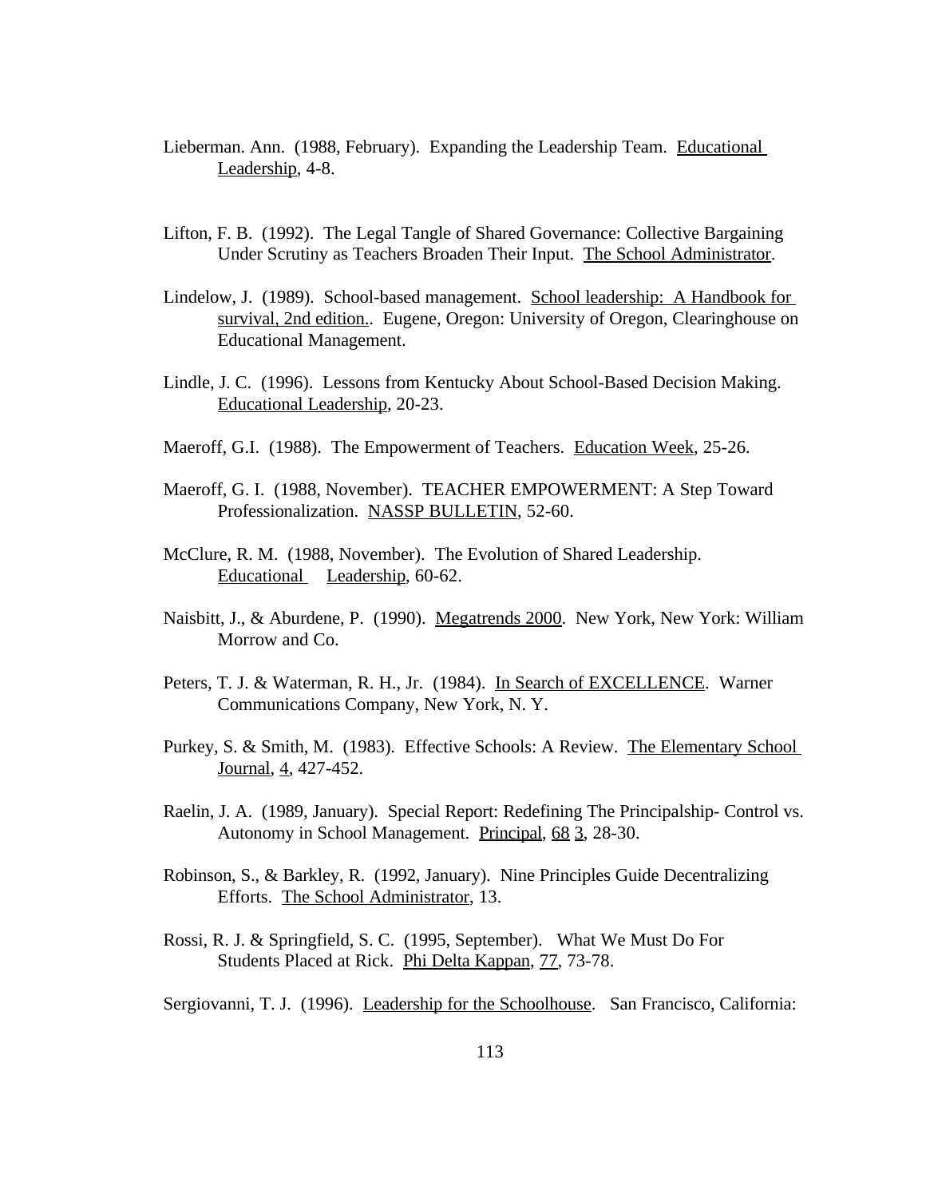Lieberman. Ann. (1988, February). Expanding the Leadership Team. Educational Leadership, 4-8.

Lifton, F. B. (1992). The Legal Tangle of Shared Governance: Collective Bargaining Under Scrutiny as Teachers Broaden Their Input. The School Administrator.

Lindelow, J. (1989). School-based management. School leadership: A Handbook for survival, 2nd edition.. Eugene, Oregon: University of Oregon, Clearinghouse on Educational Management.

Lindle, J. C. (1996). Lessons from Kentucky About School-Based Decision Making. Educational Leadership, 20-23.

Maeroff, G.I. (1988). The Empowerment of Teachers. Education Week, 25-26.

Maeroff, G. I. (1988, November). TEACHER EMPOWERMENT: A Step Toward Professionalization. NASSP BULLETIN, 52-60.

McClure, R. M. (1988, November). The Evolution of Shared Leadership. Educational Leadership, 60-62.

Naisbitt, J., & Aburdene, P. (1990). Megatrends 2000. New York, New York: William Morrow and Co.

Peters, T. J. & Waterman, R. H., Jr. (1984). In Search of EXCELLENCE. Warner Communications Company, New York, N. Y.

Purkey, S. & Smith, M. (1983). Effective Schools: A Review. The Elementary School Journal, 4, 427-452.

Raelin, J. A. (1989, January). Special Report: Redefining The Principalship- Control vs. Autonomy in School Management. Principal, 68 3, 28-30.

Robinson, S., & Barkley, R. (1992, January). Nine Principles Guide Decentralizing Efforts. The School Administrator, 13.

Rossi, R. J. & Springfield, S. C. (1995, September). What We Must Do For Students Placed at Rick. Phi Delta Kappan, 77, 73-78.

Sergiovanni, T. J. (1996). Leadership for the Schoolhouse. San Francisco, California: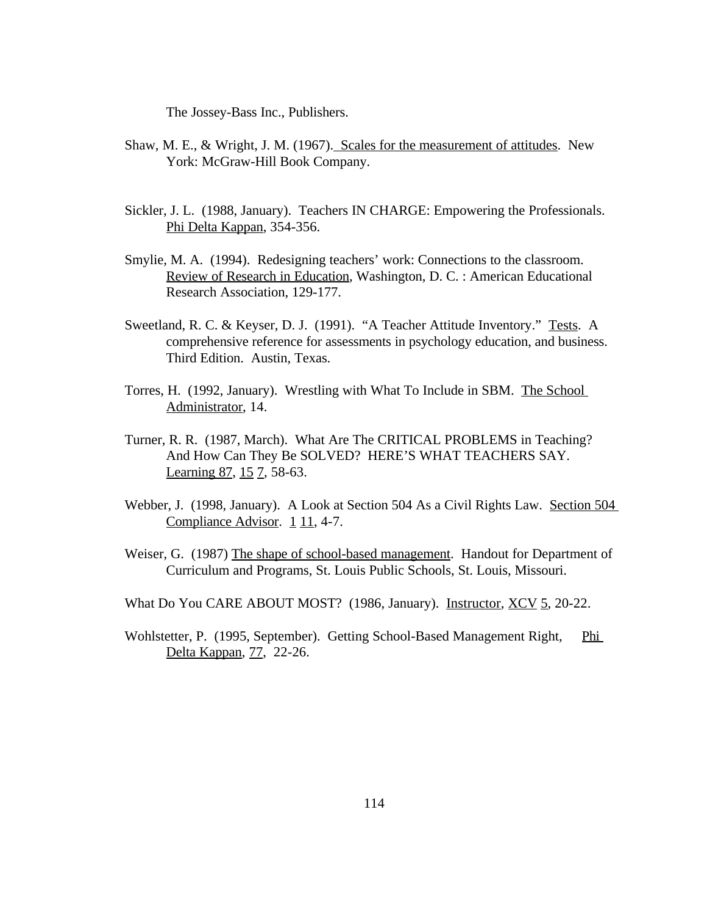The Jossey-Bass Inc., Publishers.

Shaw, M. E., & Wright, J. M. (1967). Scales for the measurement of attitudes. New York: McGraw-Hill Book Company.

Sickler, J. L. (1988, January). Teachers IN CHARGE: Empowering the Professionals. Phi Delta Kappan, 354-356.

Smylie, M. A. (1994). Redesigning teachers' work: Connections to the classroom. Review of Research in Education, Washington, D. C. : American Educational Research Association, 129-177.

Sweetland, R. C. & Keyser, D. J. (1991). "A Teacher Attitude Inventory." Tests. A comprehensive reference for assessments in psychology education, and business. Third Edition. Austin, Texas.

Torres, H. (1992, January). Wrestling with What To Include in SBM. The School Administrator, 14.

Turner, R. R. (1987, March). What Are The CRITICAL PROBLEMS in Teaching? And How Can They Be SOLVED? HERE'S WHAT TEACHERS SAY. Learning 87, 15 7, 58-63.

Webber, J. (1998, January). A Look at Section 504 As a Civil Rights Law. Section 504 Compliance Advisor. 1 11, 4-7.

Weiser, G. (1987) The shape of school-based management. Handout for Department of Curriculum and Programs, St. Louis Public Schools, St. Louis, Missouri.

What Do You CARE ABOUT MOST? (1986, January). Instructor, XCV 5, 20-22.

Wohlstetter, P. (1995, September). Getting School-Based Management Right, Phi Delta Kappan, 77, 22-26.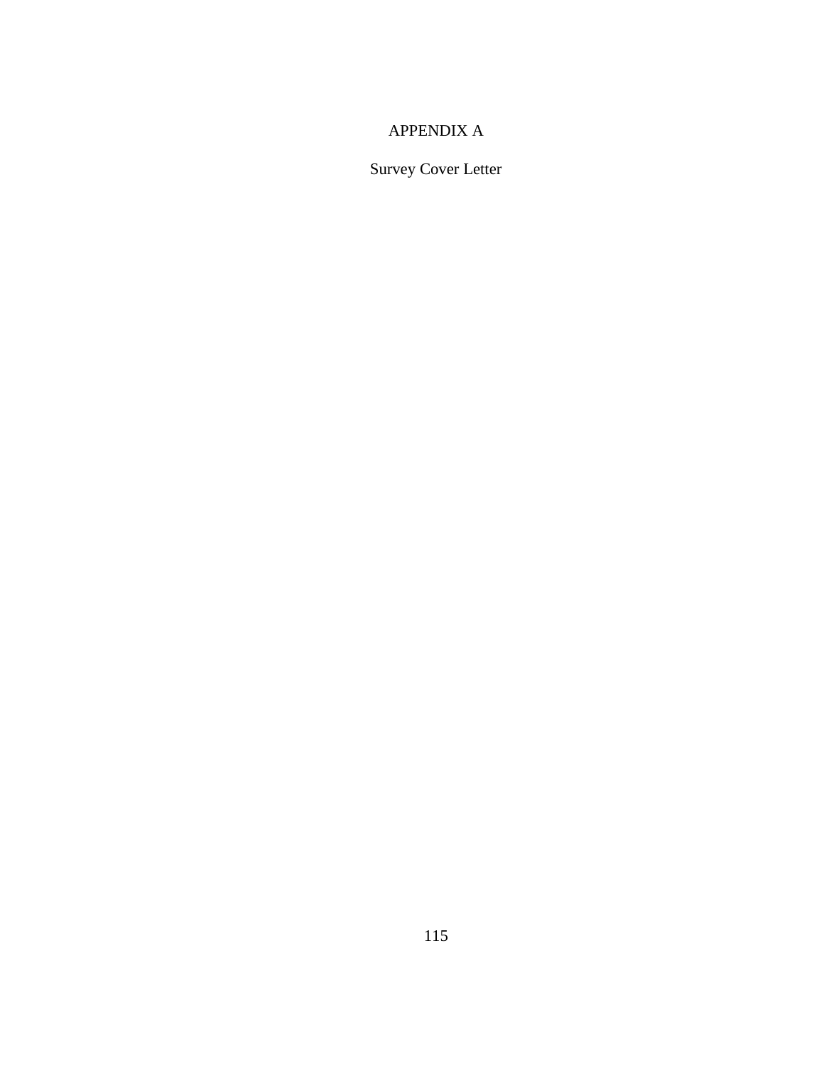# APPENDIX A

## Survey Cover Letter